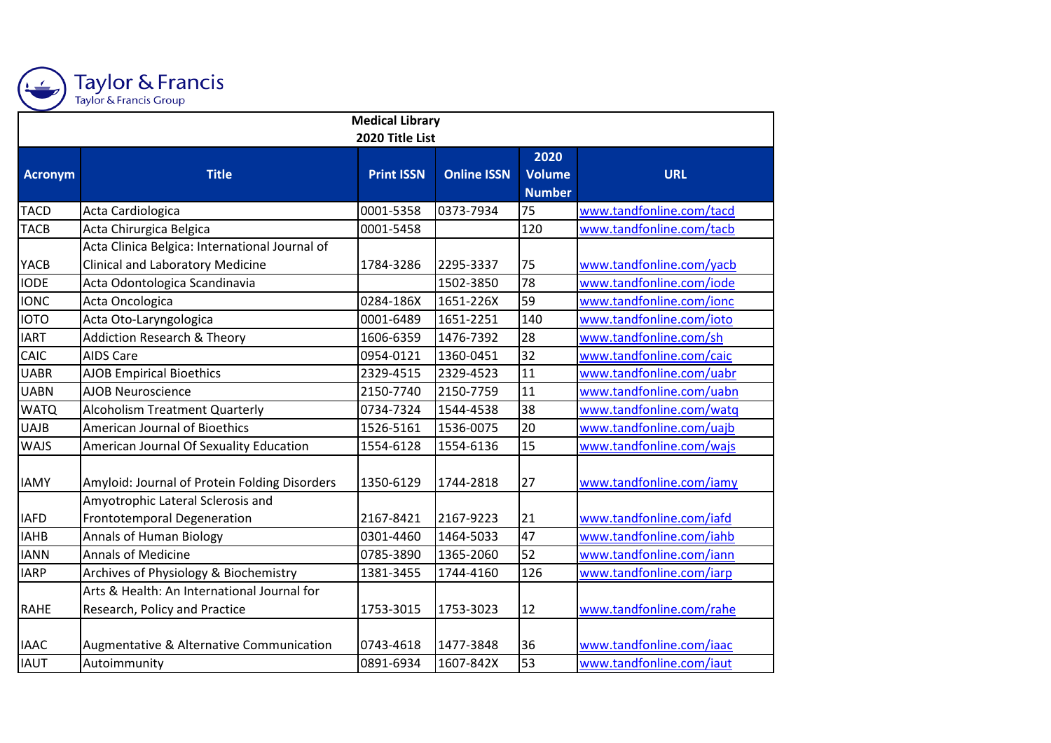Taylor & Francis
Taylor & Francis Group

**Medical Library**
**2020 Title List**

| Acronym | Title | Print ISSN | Online ISSN | 2020 Volume Number | URL |
|---|---|---|---|---|---|
| TACD | Acta Cardiologica | 0001-5358 | 0373-7934 | 75 | www.tandfonline.com/tacd |
| TACB | Acta Chirurgica Belgica | 0001-5458 | | 120 | www.tandfonline.com/tacb |
| YACB | Acta Clinica Belgica: International Journal of Clinical and Laboratory Medicine | 1784-3286 | 2295-3337 | 75 | www.tandfonline.com/yacb |
| IODE | Acta Odontologica Scandinavia | | 1502-3850 | 78 | www.tandfonline.com/iode |
| IONC | Acta Oncologica | 0284-186X | 1651-226X | 59 | www.tandfonline.com/ionc |
| IOTO | Acta Oto-Laryngologica | 0001-6489 | 1651-2251 | 140 | www.tandfonline.com/ioto |
| IART | Addiction Research & Theory | 1606-6359 | 1476-7392 | 28 | www.tandfonline.com/sh |
| CAIC | AIDS Care | 0954-0121 | 1360-0451 | 32 | www.tandfonline.com/caic |
| UABR | AJOB Empirical Bioethics | 2329-4515 | 2329-4523 | 11 | www.tandfonline.com/uabr |
| UABN | AJOB Neuroscience | 2150-7740 | 2150-7759 | 11 | www.tandfonline.com/uabn |
| WATQ | Alcoholism Treatment Quarterly | 0734-7324 | 1544-4538 | 38 | www.tandfonline.com/watq |
| UAJB | American Journal of Bioethics | 1526-5161 | 1536-0075 | 20 | www.tandfonline.com/uajb |
| WAJS | American Journal Of Sexuality Education | 1554-6128 | 1554-6136 | 15 | www.tandfonline.com/wajs |
| IAMY | Amyloid: Journal of Protein Folding Disorders | 1350-6129 | 1744-2818 | 27 | www.tandfonline.com/iamy |
| IAFD | Amyotrophic Lateral Sclerosis and Frontotemporal Degeneration | 2167-8421 | 2167-9223 | 21 | www.tandfonline.com/iafd |
| IAHB | Annals of Human Biology | 0301-4460 | 1464-5033 | 47 | www.tandfonline.com/iahb |
| IANN | Annals of Medicine | 0785-3890 | 1365-2060 | 52 | www.tandfonline.com/iann |
| IARP | Archives of Physiology & Biochemistry | 1381-3455 | 1744-4160 | 126 | www.tandfonline.com/iarp |
| RAHE | Arts & Health: An International Journal for Research, Policy and Practice | 1753-3015 | 1753-3023 | 12 | www.tandfonline.com/rahe |
| IAAC | Augmentative & Alternative Communication | 0743-4618 | 1477-3848 | 36 | www.tandfonline.com/iaac |
| IAUT | Autoimmunity | 0891-6934 | 1607-842X | 53 | www.tandfonline.com/iaut |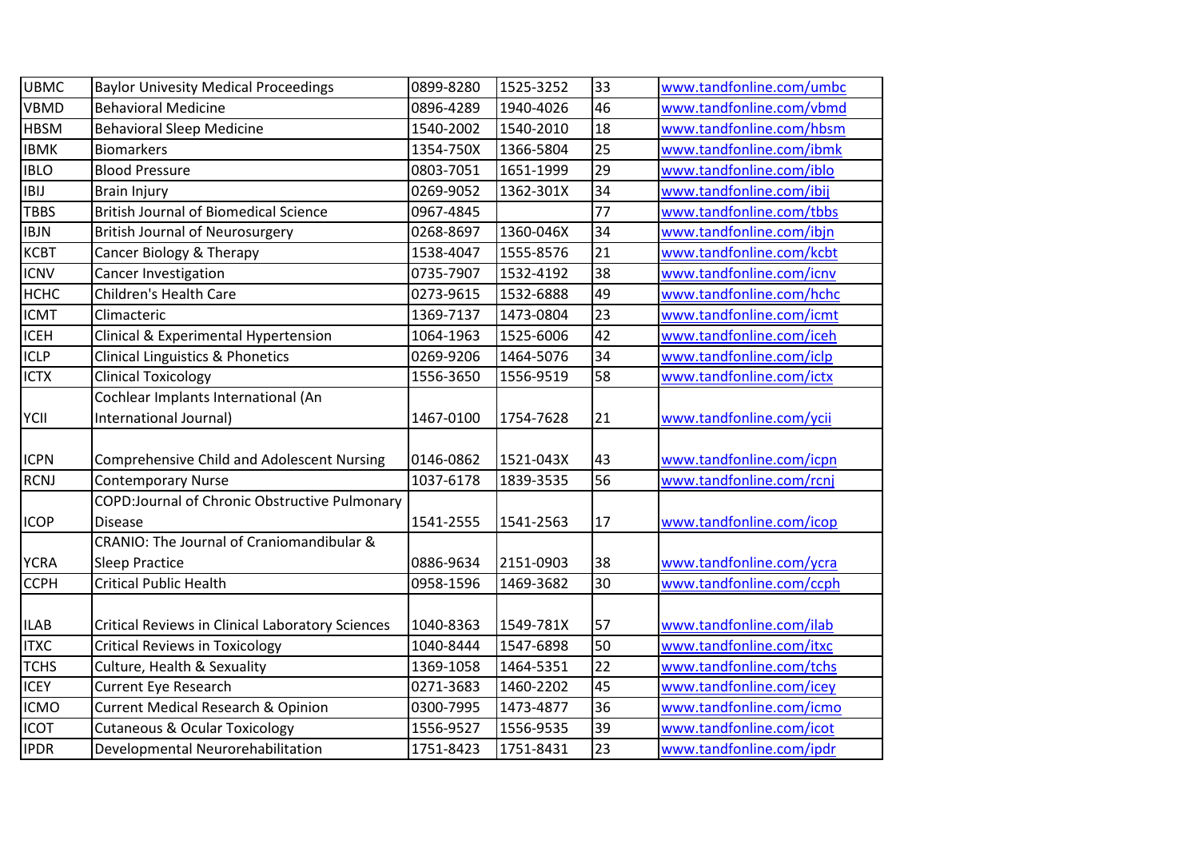| | | | | | |
|---|---|---|---|---|---|
| UBMC | Baylor Univesity Medical Proceedings | 0899-8280 | 1525-3252 | 33 | www.tandfonline.com/umbc |
| VBMD | Behavioral Medicine | 0896-4289 | 1940-4026 | 46 | www.tandfonline.com/vbmd |
| HBSM | Behavioral Sleep Medicine | 1540-2002 | 1540-2010 | 18 | www.tandfonline.com/hbsm |
| IBMK | Biomarkers | 1354-750X | 1366-5804 | 25 | www.tandfonline.com/ibmk |
| IBLO | Blood Pressure | 0803-7051 | 1651-1999 | 29 | www.tandfonline.com/iblo |
| IBIJ | Brain Injury | 0269-9052 | 1362-301X | 34 | www.tandfonline.com/ibij |
| TBBS | British Journal of Biomedical Science | 0967-4845 | | 77 | www.tandfonline.com/tbbs |
| IBJN | British Journal of Neurosurgery | 0268-8697 | 1360-046X | 34 | www.tandfonline.com/ibjn |
| KCBT | Cancer Biology & Therapy | 1538-4047 | 1555-8576 | 21 | www.tandfonline.com/kcbt |
| ICNV | Cancer Investigation | 0735-7907 | 1532-4192 | 38 | www.tandfonline.com/icnv |
| HCHC | Children's Health Care | 0273-9615 | 1532-6888 | 49 | www.tandfonline.com/hchc |
| ICMT | Climacteric | 1369-7137 | 1473-0804 | 23 | www.tandfonline.com/icmt |
| ICEH | Clinical & Experimental Hypertension | 1064-1963 | 1525-6006 | 42 | www.tandfonline.com/iceh |
| ICLP | Clinical Linguistics & Phonetics | 0269-9206 | 1464-5076 | 34 | www.tandfonline.com/iclp |
| ICTX | Clinical Toxicology | 1556-3650 | 1556-9519 | 58 | www.tandfonline.com/ictx |
| YCII | Cochlear Implants International (An International Journal) | 1467-0100 | 1754-7628 | 21 | www.tandfonline.com/ycii |
| ICPN | Comprehensive Child and Adolescent Nursing | 0146-0862 | 1521-043X | 43 | www.tandfonline.com/icpn |
| RCNJ | Contemporary Nurse | 1037-6178 | 1839-3535 | 56 | www.tandfonline.com/rcnj |
| ICOP | COPD:Journal of Chronic Obstructive Pulmonary Disease | 1541-2555 | 1541-2563 | 17 | www.tandfonline.com/icop |
| YCRA | CRANIO: The Journal of Craniomandibular & Sleep Practice | 0886-9634 | 2151-0903 | 38 | www.tandfonline.com/ycra |
| CCPH | Critical Public Health | 0958-1596 | 1469-3682 | 30 | www.tandfonline.com/ccph |
| ILAB | Critical Reviews in Clinical Laboratory Sciences | 1040-8363 | 1549-781X | 57 | www.tandfonline.com/ilab |
| ITXC | Critical Reviews in Toxicology | 1040-8444 | 1547-6898 | 50 | www.tandfonline.com/itxc |
| TCHS | Culture, Health & Sexuality | 1369-1058 | 1464-5351 | 22 | www.tandfonline.com/tchs |
| ICEY | Current Eye Research | 0271-3683 | 1460-2202 | 45 | www.tandfonline.com/icey |
| ICMO | Current Medical Research & Opinion | 0300-7995 | 1473-4877 | 36 | www.tandfonline.com/icmo |
| ICOT | Cutaneous & Ocular Toxicology | 1556-9527 | 1556-9535 | 39 | www.tandfonline.com/icot |
| IPDR | Developmental Neurorehabilitation | 1751-8423 | 1751-8431 | 23 | www.tandfonline.com/ipdr |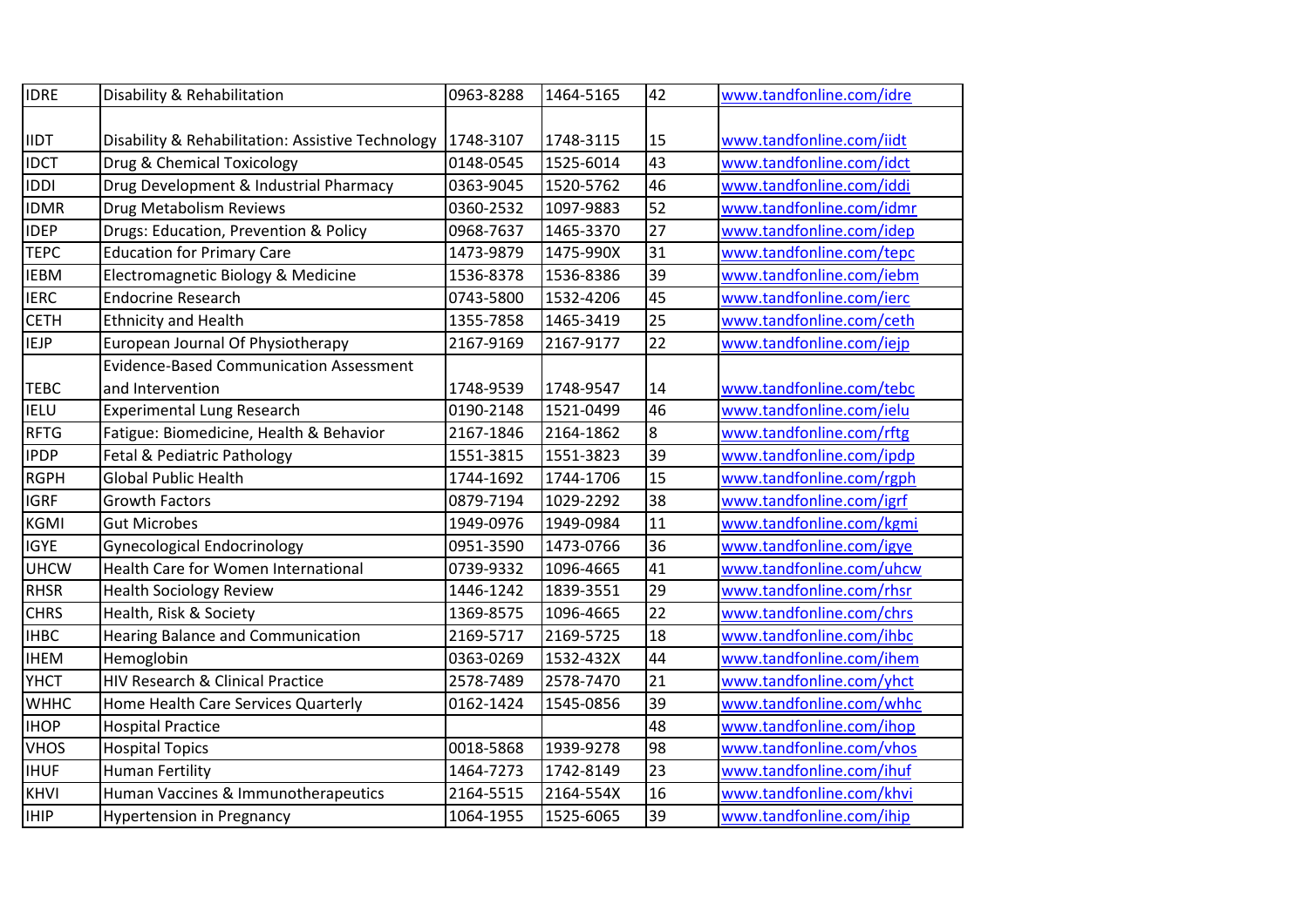| IDRE | Disability & Rehabilitation | 0963-8288 | 1464-5165 | 42 | www.tandfonline.com/idre |
|---|---|---|---|---|---|
| IIDT | Disability & Rehabilitation: Assistive Technology | 1748-3107 | 1748-3115 | 15 | www.tandfonline.com/iidt |
| IDCT | Drug & Chemical Toxicology | 0148-0545 | 1525-6014 | 43 | www.tandfonline.com/idct |
| IDDI | Drug Development & Industrial Pharmacy | 0363-9045 | 1520-5762 | 46 | www.tandfonline.com/iddi |
| IDMR | Drug Metabolism Reviews | 0360-2532 | 1097-9883 | 52 | www.tandfonline.com/idmr |
| IDEP | Drugs: Education, Prevention & Policy | 0968-7637 | 1465-3370 | 27 | www.tandfonline.com/idep |
| TEPC | Education for Primary Care | 1473-9879 | 1475-990X | 31 | www.tandfonline.com/tepc |
| IEBM | Electromagnetic Biology & Medicine | 1536-8378 | 1536-8386 | 39 | www.tandfonline.com/iebm |
| IERC | Endocrine Research | 0743-5800 | 1532-4206 | 45 | www.tandfonline.com/ierc |
| CETH | Ethnicity and Health | 1355-7858 | 1465-3419 | 25 | www.tandfonline.com/ceth |
| IEJP | European Journal Of Physiotherapy | 2167-9169 | 2167-9177 | 22 | www.tandfonline.com/iejp |
| TEBC | Evidence-Based Communication Assessment and Intervention | 1748-9539 | 1748-9547 | 14 | www.tandfonline.com/tebc |
| IELU | Experimental Lung Research | 0190-2148 | 1521-0499 | 46 | www.tandfonline.com/ielu |
| RFTG | Fatigue: Biomedicine, Health & Behavior | 2167-1846 | 2164-1862 | 8 | www.tandfonline.com/rftg |
| IPDP | Fetal & Pediatric Pathology | 1551-3815 | 1551-3823 | 39 | www.tandfonline.com/ipdp |
| RGPH | Global Public Health | 1744-1692 | 1744-1706 | 15 | www.tandfonline.com/rgph |
| IGRF | Growth Factors | 0879-7194 | 1029-2292 | 38 | www.tandfonline.com/igrf |
| KGMI | Gut Microbes | 1949-0976 | 1949-0984 | 11 | www.tandfonline.com/kgmi |
| IGYE | Gynecological Endocrinology | 0951-3590 | 1473-0766 | 36 | www.tandfonline.com/igye |
| UHCW | Health Care for Women International | 0739-9332 | 1096-4665 | 41 | www.tandfonline.com/uhcw |
| RHSR | Health Sociology Review | 1446-1242 | 1839-3551 | 29 | www.tandfonline.com/rhsr |
| CHRS | Health, Risk & Society | 1369-8575 | 1096-4665 | 22 | www.tandfonline.com/chrs |
| IHBC | Hearing Balance and Communication | 2169-5717 | 2169-5725 | 18 | www.tandfonline.com/ihbc |
| IHEM | Hemoglobin | 0363-0269 | 1532-432X | 44 | www.tandfonline.com/ihem |
| YHCT | HIV Research & Clinical Practice | 2578-7489 | 2578-7470 | 21 | www.tandfonline.com/yhct |
| WHHC | Home Health Care Services Quarterly | 0162-1424 | 1545-0856 | 39 | www.tandfonline.com/whhc |
| IHOP | Hospital Practice | | | 48 | www.tandfonline.com/ihop |
| VHOS | Hospital Topics | 0018-5868 | 1939-9278 | 98 | www.tandfonline.com/vhos |
| IHUF | Human Fertility | 1464-7273 | 1742-8149 | 23 | www.tandfonline.com/ihuf |
| KHVI | Human Vaccines & Immunotherapeutics | 2164-5515 | 2164-554X | 16 | www.tandfonline.com/khvi |
| IHIP | Hypertension in Pregnancy | 1064-1955 | 1525-6065 | 39 | www.tandfonline.com/ihip |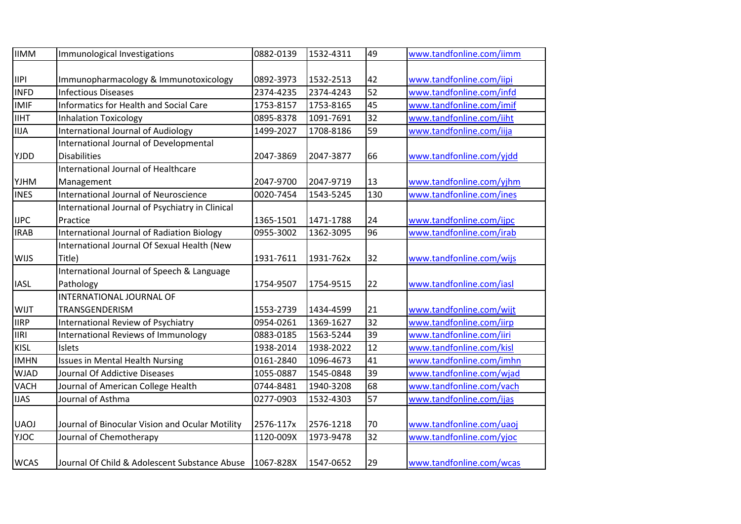| IIMM | Immunological Investigations | 0882-0139 | 1532-4311 | 49 | www.tandfonline.com/iimm |
|---|---|---|---|---|---|
| IIPI | Immunopharmacology & Immunotoxicology | 0892-3973 | 1532-2513 | 42 | www.tandfonline.com/iipi |
| INFD | Infectious Diseases | 2374-4235 | 2374-4243 | 52 | www.tandfonline.com/infd |
| IMIF | Informatics for Health and Social Care | 1753-8157 | 1753-8165 | 45 | www.tandfonline.com/imif |
| IIHT | Inhalation Toxicology | 0895-8378 | 1091-7691 | 32 | www.tandfonline.com/iiht |
| IIJA | International Journal of Audiology | 1499-2027 | 1708-8186 | 59 | www.tandfonline.com/iija |
| YJDD | International Journal of Developmental Disabilities | 2047-3869 | 2047-3877 | 66 | www.tandfonline.com/yjdd |
| YJHM | International Journal of Healthcare Management | 2047-9700 | 2047-9719 | 13 | www.tandfonline.com/yjhm |
| INES | International Journal of Neuroscience | 0020-7454 | 1543-5245 | 130 | www.tandfonline.com/ines |
| IJPC | International Journal of Psychiatry in Clinical Practice | 1365-1501 | 1471-1788 | 24 | www.tandfonline.com/ijpc |
| IRAB | International Journal of Radiation Biology | 0955-3002 | 1362-3095 | 96 | www.tandfonline.com/irab |
| WIJS | International Journal Of Sexual Health (New Title) | 1931-7611 | 1931-762x | 32 | www.tandfonline.com/wijs |
| IASL | International Journal of Speech & Language Pathology | 1754-9507 | 1754-9515 | 22 | www.tandfonline.com/iasl |
| WIJT | INTERNATIONAL JOURNAL OF TRANSGENDERISM | 1553-2739 | 1434-4599 | 21 | www.tandfonline.com/wijt |
| IIRP | International Review of Psychiatry | 0954-0261 | 1369-1627 | 32 | www.tandfonline.com/iirp |
| IIRI | International Reviews of Immunology | 0883-0185 | 1563-5244 | 39 | www.tandfonline.com/iiri |
| KISL | Islets | 1938-2014 | 1938-2022 | 12 | www.tandfonline.com/kisl |
| IMHN | Issues in Mental Health Nursing | 0161-2840 | 1096-4673 | 41 | www.tandfonline.com/imhn |
| WJAD | Journal Of Addictive Diseases | 1055-0887 | 1545-0848 | 39 | www.tandfonline.com/wjad |
| VACH | Journal of American College Health | 0744-8481 | 1940-3208 | 68 | www.tandfonline.com/vach |
| IJAS | Journal of Asthma | 0277-0903 | 1532-4303 | 57 | www.tandfonline.com/ijas |
| UAOJ | Journal of Binocular Vision and Ocular Motility | 2576-117x | 2576-1218 | 70 | www.tandfonline.com/uaoj |
| YJOC | Journal of Chemotherapy | 1120-009X | 1973-9478 | 32 | www.tandfonline.com/yjoc |
| WCAS | Journal Of Child & Adolescent Substance Abuse | 1067-828X | 1547-0652 | 29 | www.tandfonline.com/wcas |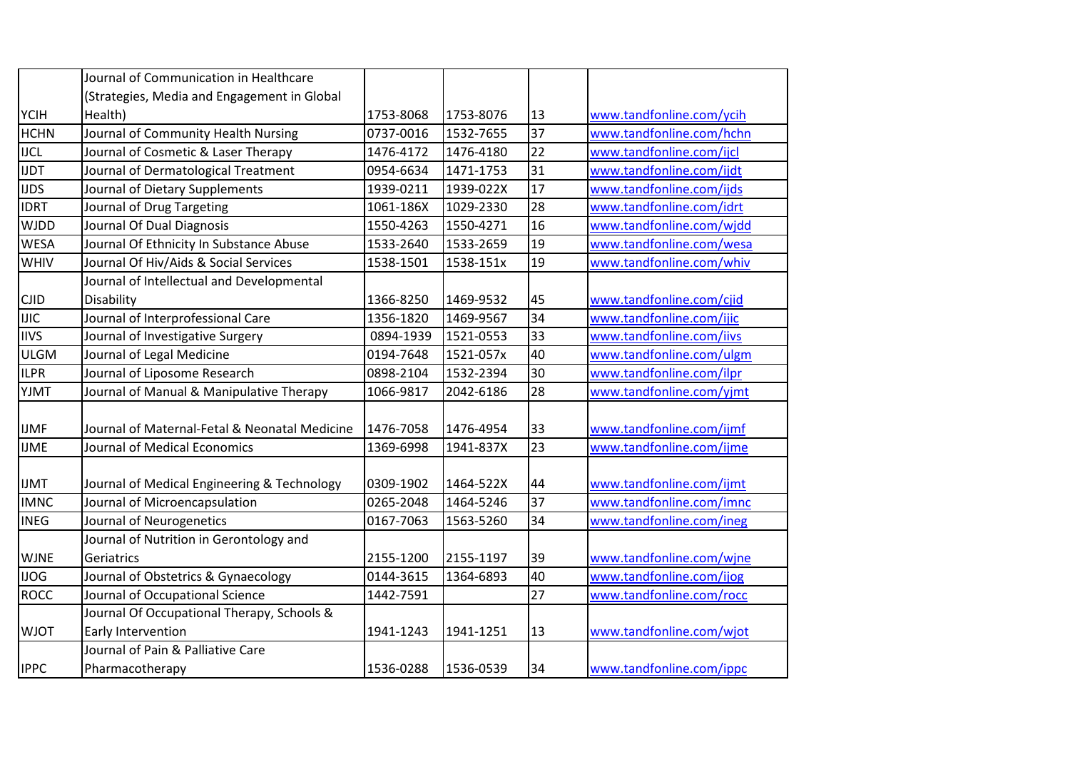| | | | | | |
|---|---|---|---|---|---|
| YCIH | Journal of Communication in Healthcare (Strategies, Media and Engagement in Global Health) | 1753-8068 | 1753-8076 | 13 | www.tandfonline.com/ycih |
| HCHN | Journal of Community Health Nursing | 0737-0016 | 1532-7655 | 37 | www.tandfonline.com/hchn |
| IJCL | Journal of Cosmetic & Laser Therapy | 1476-4172 | 1476-4180 | 22 | www.tandfonline.com/ijcl |
| IJDT | Journal of Dermatological Treatment | 0954-6634 | 1471-1753 | 31 | www.tandfonline.com/ijdt |
| IJDS | Journal of Dietary Supplements | 1939-0211 | 1939-022X | 17 | www.tandfonline.com/ijds |
| IDRT | Journal of Drug Targeting | 1061-186X | 1029-2330 | 28 | www.tandfonline.com/idrt |
| WJDD | Journal Of Dual Diagnosis | 1550-4263 | 1550-4271 | 16 | www.tandfonline.com/wjdd |
| WESA | Journal Of Ethnicity In Substance Abuse | 1533-2640 | 1533-2659 | 19 | www.tandfonline.com/wesa |
| WHIV | Journal Of Hiv/Aids & Social Services | 1538-1501 | 1538-151x | 19 | www.tandfonline.com/whiv |
| CJID | Journal of Intellectual and Developmental Disability | 1366-8250 | 1469-9532 | 45 | www.tandfonline.com/cjid |
| IJIC | Journal of Interprofessional Care | 1356-1820 | 1469-9567 | 34 | www.tandfonline.com/ijic |
| IIVS | Journal of Investigative Surgery | 0894-1939 | 1521-0553 | 33 | www.tandfonline.com/iivs |
| ULGM | Journal of Legal Medicine | 0194-7648 | 1521-057x | 40 | www.tandfonline.com/ulgm |
| ILPR | Journal of Liposome Research | 0898-2104 | 1532-2394 | 30 | www.tandfonline.com/ilpr |
| YJMT | Journal of Manual & Manipulative Therapy | 1066-9817 | 2042-6186 | 28 | www.tandfonline.com/yjmt |
| IJMF | Journal of Maternal-Fetal & Neonatal Medicine | 1476-7058 | 1476-4954 | 33 | www.tandfonline.com/ijmf |
| IJME | Journal of Medical Economics | 1369-6998 | 1941-837X | 23 | www.tandfonline.com/ijme |
| IJMT | Journal of Medical Engineering & Technology | 0309-1902 | 1464-522X | 44 | www.tandfonline.com/ijmt |
| IMNC | Journal of Microencapsulation | 0265-2048 | 1464-5246 | 37 | www.tandfonline.com/imnc |
| INEG | Journal of Neurogenetics | 0167-7063 | 1563-5260 | 34 | www.tandfonline.com/ineg |
| WJNE | Journal of Nutrition in Gerontology and Geriatrics | 2155-1200 | 2155-1197 | 39 | www.tandfonline.com/wjne |
| IJOG | Journal of Obstetrics & Gynaecology | 0144-3615 | 1364-6893 | 40 | www.tandfonline.com/ijog |
| ROCC | Journal of Occupational Science | 1442-7591 | | 27 | www.tandfonline.com/rocc |
| WJOT | Journal Of Occupational Therapy, Schools & Early Intervention | 1941-1243 | 1941-1251 | 13 | www.tandfonline.com/wjot |
| IPPC | Journal of Pain & Palliative Care Pharmacotherapy | 1536-0288 | 1536-0539 | 34 | www.tandfonline.com/ippc |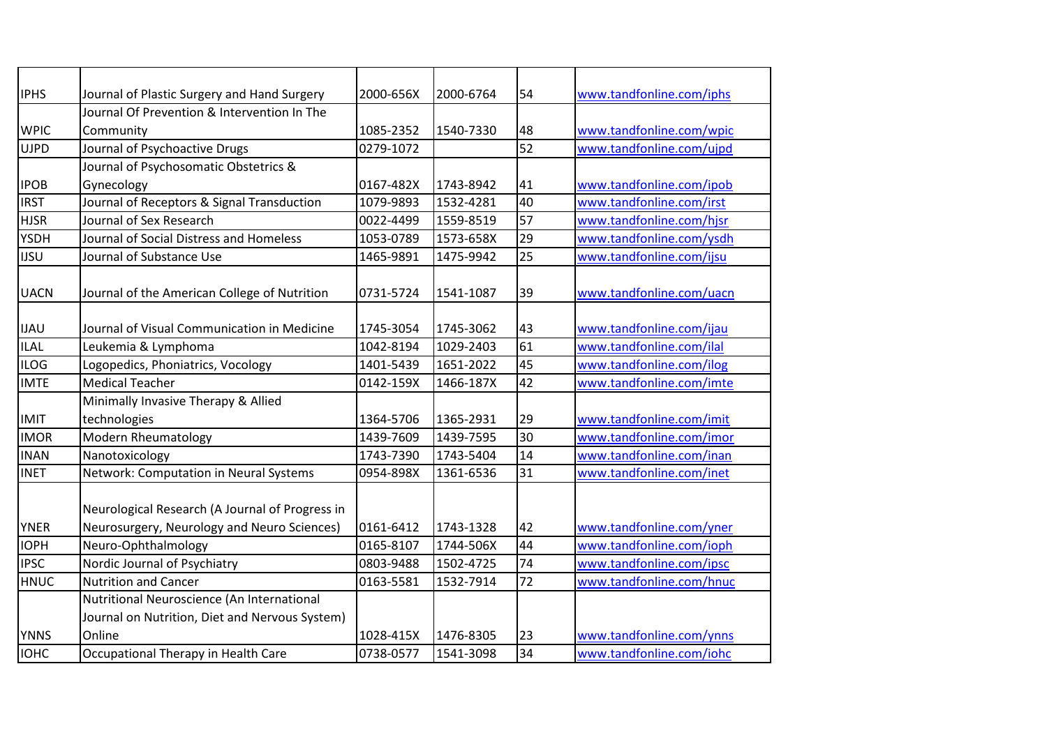| | | | | | |
|---|---|---|---|---|---|
| IPHS | Journal of Plastic Surgery and Hand Surgery | 2000-656X | 2000-6764 | 54 | www.tandfonline.com/iphs |
| WPIC | Journal Of Prevention & Intervention In The Community | 1085-2352 | 1540-7330 | 48 | www.tandfonline.com/wpic |
| UJPD | Journal of Psychoactive Drugs | 0279-1072 | | 52 | www.tandfonline.com/ujpd |
| IPOB | Journal of Psychosomatic Obstetrics & Gynecology | 0167-482X | 1743-8942 | 41 | www.tandfonline.com/ipob |
| IRST | Journal of Receptors & Signal Transduction | 1079-9893 | 1532-4281 | 40 | www.tandfonline.com/irst |
| HJSR | Journal of Sex Research | 0022-4499 | 1559-8519 | 57 | www.tandfonline.com/hjsr |
| YSDH | Journal of Social Distress and Homeless | 1053-0789 | 1573-658X | 29 | www.tandfonline.com/ysdh |
| IJSU | Journal of Substance Use | 1465-9891 | 1475-9942 | 25 | www.tandfonline.com/ijsu |
| UACN | Journal of the American College of Nutrition | 0731-5724 | 1541-1087 | 39 | www.tandfonline.com/uacn |
| IJAU | Journal of Visual Communication in Medicine | 1745-3054 | 1745-3062 | 43 | www.tandfonline.com/ijau |
| ILAL | Leukemia & Lymphoma | 1042-8194 | 1029-2403 | 61 | www.tandfonline.com/ilal |
| ILOG | Logopedics, Phoniatrics, Vocology | 1401-5439 | 1651-2022 | 45 | www.tandfonline.com/ilog |
| IMTE | Medical Teacher | 0142-159X | 1466-187X | 42 | www.tandfonline.com/imte |
| IMIT | Minimally Invasive Therapy & Allied technologies | 1364-5706 | 1365-2931 | 29 | www.tandfonline.com/imit |
| IMOR | Modern Rheumatology | 1439-7609 | 1439-7595 | 30 | www.tandfonline.com/imor |
| INAN | Nanotoxicology | 1743-7390 | 1743-5404 | 14 | www.tandfonline.com/inan |
| INET | Network: Computation in Neural Systems | 0954-898X | 1361-6536 | 31 | www.tandfonline.com/inet |
| YNER | Neurological Research (A Journal of Progress in Neurosurgery, Neurology and Neuro Sciences) | 0161-6412 | 1743-1328 | 42 | www.tandfonline.com/yner |
| IOPH | Neuro-Ophthalmology | 0165-8107 | 1744-506X | 44 | www.tandfonline.com/ioph |
| IPSC | Nordic Journal of Psychiatry | 0803-9488 | 1502-4725 | 74 | www.tandfonline.com/ipsc |
| HNUC | Nutrition and Cancer | 0163-5581 | 1532-7914 | 72 | www.tandfonline.com/hnuc |
| YNNS | Nutritional Neuroscience (An International Journal on Nutrition, Diet and Nervous System) Online | 1028-415X | 1476-8305 | 23 | www.tandfonline.com/ynns |
| IOHC | Occupational Therapy in Health Care | 0738-0577 | 1541-3098 | 34 | www.tandfonline.com/iohc |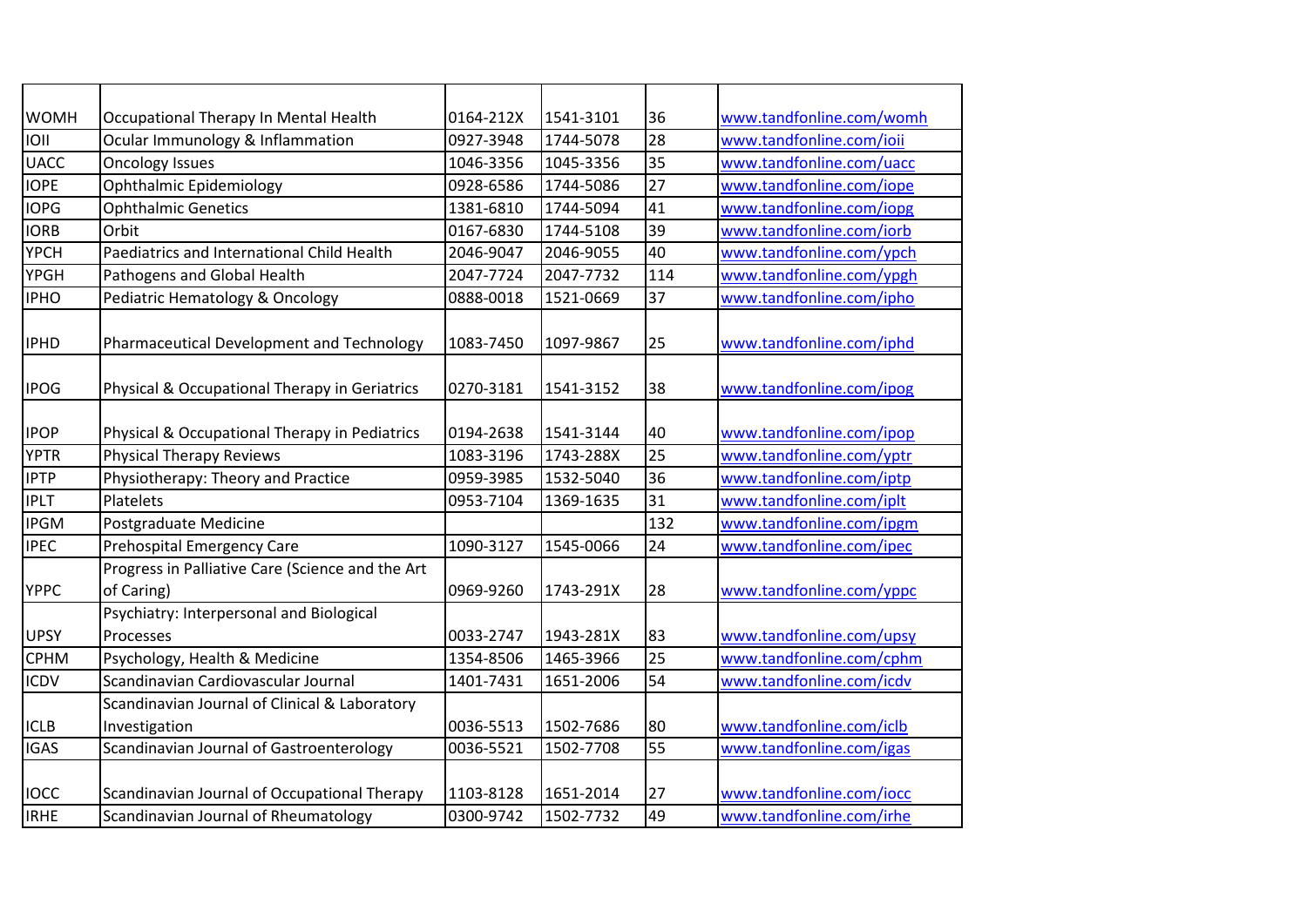| | | | | | |
|---|---|---|---|---|---|
| WOMH | Occupational Therapy In Mental Health | 0164-212X | 1541-3101 | 36 | www.tandfonline.com/womh |
| IOII | Ocular Immunology & Inflammation | 0927-3948 | 1744-5078 | 28 | www.tandfonline.com/ioii |
| UACC | Oncology Issues | 1046-3356 | 1045-3356 | 35 | www.tandfonline.com/uacc |
| IOPE | Ophthalmic Epidemiology | 0928-6586 | 1744-5086 | 27 | www.tandfonline.com/iope |
| IOPG | Ophthalmic Genetics | 1381-6810 | 1744-5094 | 41 | www.tandfonline.com/iopg |
| IORB | Orbit | 0167-6830 | 1744-5108 | 39 | www.tandfonline.com/iorb |
| YPCH | Paediatrics and International Child Health | 2046-9047 | 2046-9055 | 40 | www.tandfonline.com/ypch |
| YPGH | Pathogens and Global Health | 2047-7724 | 2047-7732 | 114 | www.tandfonline.com/ypgh |
| IPHO | Pediatric Hematology & Oncology | 0888-0018 | 1521-0669 | 37 | www.tandfonline.com/ipho |
| IPHD | Pharmaceutical Development and Technology | 1083-7450 | 1097-9867 | 25 | www.tandfonline.com/iphd |
| IPOG | Physical & Occupational Therapy in Geriatrics | 0270-3181 | 1541-3152 | 38 | www.tandfonline.com/ipog |
| IPOP | Physical & Occupational Therapy in Pediatrics | 0194-2638 | 1541-3144 | 40 | www.tandfonline.com/ipop |
| YPTR | Physical Therapy Reviews | 1083-3196 | 1743-288X | 25 | www.tandfonline.com/yptr |
| IPTP | Physiotherapy: Theory and Practice | 0959-3985 | 1532-5040 | 36 | www.tandfonline.com/iptp |
| IPLT | Platelets | 0953-7104 | 1369-1635 | 31 | www.tandfonline.com/iplt |
| IPGM | Postgraduate Medicine | | | 132 | www.tandfonline.com/ipgm |
| IPEC | Prehospital Emergency Care | 1090-3127 | 1545-0066 | 24 | www.tandfonline.com/ipec |
| YPPC | Progress in Palliative Care (Science and the Art of Caring) | 0969-9260 | 1743-291X | 28 | www.tandfonline.com/yppc |
| UPSY | Psychiatry: Interpersonal and Biological Processes | 0033-2747 | 1943-281X | 83 | www.tandfonline.com/upsy |
| CPHM | Psychology, Health & Medicine | 1354-8506 | 1465-3966 | 25 | www.tandfonline.com/cphm |
| ICDV | Scandinavian Cardiovascular Journal | 1401-7431 | 1651-2006 | 54 | www.tandfonline.com/icdv |
| ICLB | Scandinavian Journal of Clinical & Laboratory Investigation | 0036-5513 | 1502-7686 | 80 | www.tandfonline.com/iclb |
| IGAS | Scandinavian Journal of Gastroenterology | 0036-5521 | 1502-7708 | 55 | www.tandfonline.com/igas |
| IOCC | Scandinavian Journal of Occupational Therapy | 1103-8128 | 1651-2014 | 27 | www.tandfonline.com/iocc |
| IRHE | Scandinavian Journal of Rheumatology | 0300-9742 | 1502-7732 | 49 | www.tandfonline.com/irhe |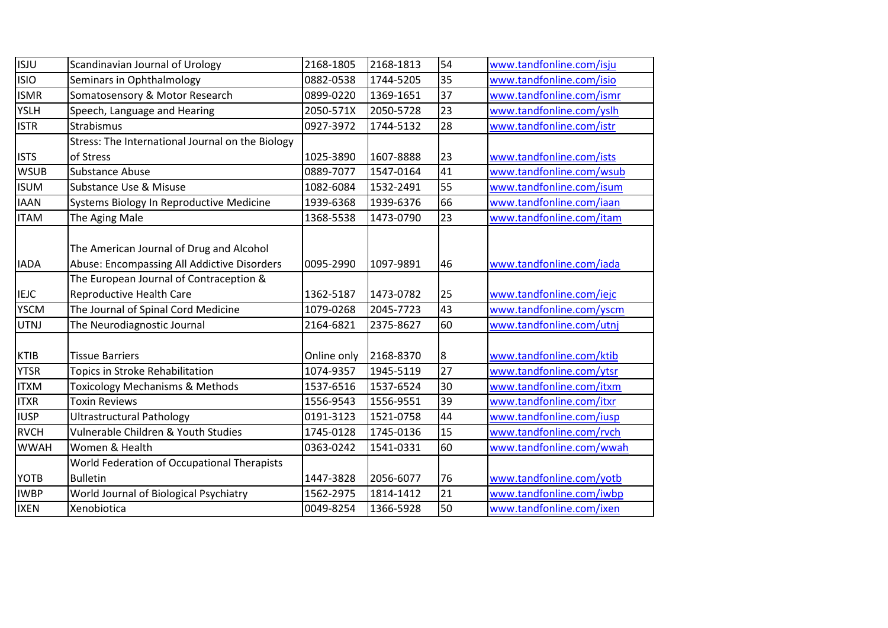| | | | | | |
|---|---|---|---|---|---|
| ISJU | Scandinavian Journal of Urology | 2168-1805 | 2168-1813 | 54 | www.tandfonline.com/isju |
| ISIO | Seminars in Ophthalmology | 0882-0538 | 1744-5205 | 35 | www.tandfonline.com/isio |
| ISMR | Somatosensory & Motor Research | 0899-0220 | 1369-1651 | 37 | www.tandfonline.com/ismr |
| YSLH | Speech, Language and Hearing | 2050-571X | 2050-5728 | 23 | www.tandfonline.com/yslh |
| ISTR | Strabismus | 0927-3972 | 1744-5132 | 28 | www.tandfonline.com/istr |
| ISTS | Stress: The International Journal on the Biology of Stress | 1025-3890 | 1607-8888 | 23 | www.tandfonline.com/ists |
| WSUB | Substance Abuse | 0889-7077 | 1547-0164 | 41 | www.tandfonline.com/wsub |
| ISUM | Substance Use & Misuse | 1082-6084 | 1532-2491 | 55 | www.tandfonline.com/isum |
| IAAN | Systems Biology In Reproductive Medicine | 1939-6368 | 1939-6376 | 66 | www.tandfonline.com/iaan |
| ITAM | The Aging Male | 1368-5538 | 1473-0790 | 23 | www.tandfonline.com/itam |
| IADA | The American Journal of Drug and Alcohol Abuse: Encompassing All Addictive Disorders | 0095-2990 | 1097-9891 | 46 | www.tandfonline.com/iada |
| IEJC | The European Journal of Contraception & Reproductive Health Care | 1362-5187 | 1473-0782 | 25 | www.tandfonline.com/iejc |
| YSCM | The Journal of Spinal Cord Medicine | 1079-0268 | 2045-7723 | 43 | www.tandfonline.com/yscm |
| UTNJ | The Neurodiagnostic Journal | 2164-6821 | 2375-8627 | 60 | www.tandfonline.com/utnj |
| KTIB | Tissue Barriers | Online only | 2168-8370 | 8 | www.tandfonline.com/ktib |
| YTSR | Topics in Stroke Rehabilitation | 1074-9357 | 1945-5119 | 27 | www.tandfonline.com/ytsr |
| ITXM | Toxicology Mechanisms & Methods | 1537-6516 | 1537-6524 | 30 | www.tandfonline.com/itxm |
| ITXR | Toxin Reviews | 1556-9543 | 1556-9551 | 39 | www.tandfonline.com/itxr |
| IUSP | Ultrastructural Pathology | 0191-3123 | 1521-0758 | 44 | www.tandfonline.com/iusp |
| RVCH | Vulnerable Children & Youth Studies | 1745-0128 | 1745-0136 | 15 | www.tandfonline.com/rvch |
| WWAH | Women & Health | 0363-0242 | 1541-0331 | 60 | www.tandfonline.com/wwah |
| YOTB | World Federation of Occupational Therapists Bulletin | 1447-3828 | 2056-6077 | 76 | www.tandfonline.com/yotb |
| IWBP | World Journal of Biological Psychiatry | 1562-2975 | 1814-1412 | 21 | www.tandfonline.com/iwbp |
| IXEN | Xenobiotica | 0049-8254 | 1366-5928 | 50 | www.tandfonline.com/ixen |